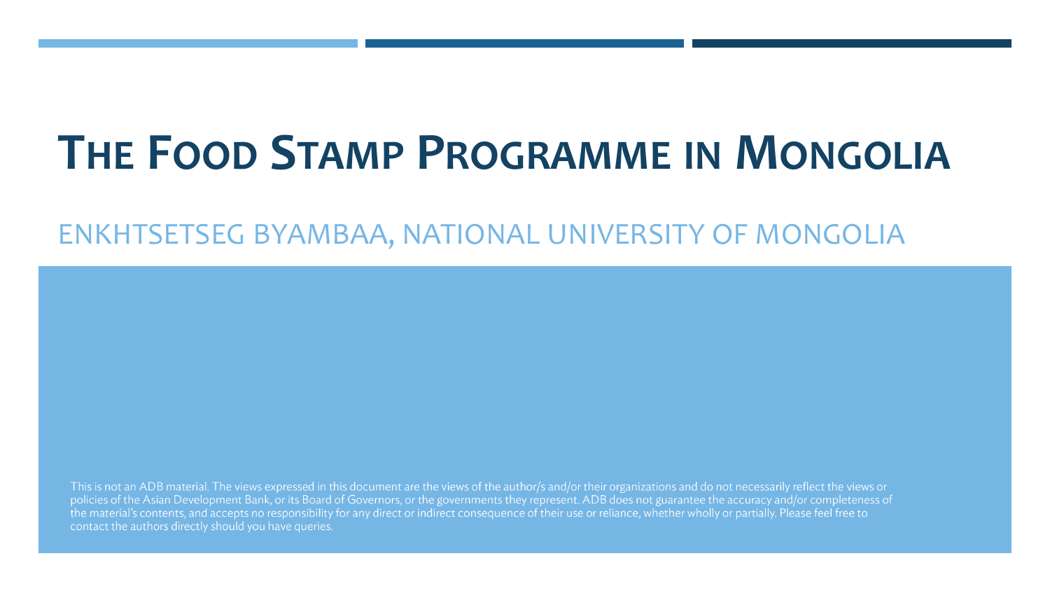# THE FOOD STAMP PROGRAMME IN MONGOLIA

## ENKHTSETSEG BYAMBAA, NATIONAL UNIVERSITY OF MONGOLIA

This is not an ADB material. The views expressed in this document are the views of the author/s and/or their organizations and do not necessarily reflect the views or policies of the Asian Development Bank, or its Board of Governors, or the governments they represent. ADB does not guarantee the accuracy and/or completeness of the material's contents, and accepts no responsibility for any direct or indirect consequence of their use or reliance, whether wholly or partially. Please feel free to contact the authors directly should you have queries.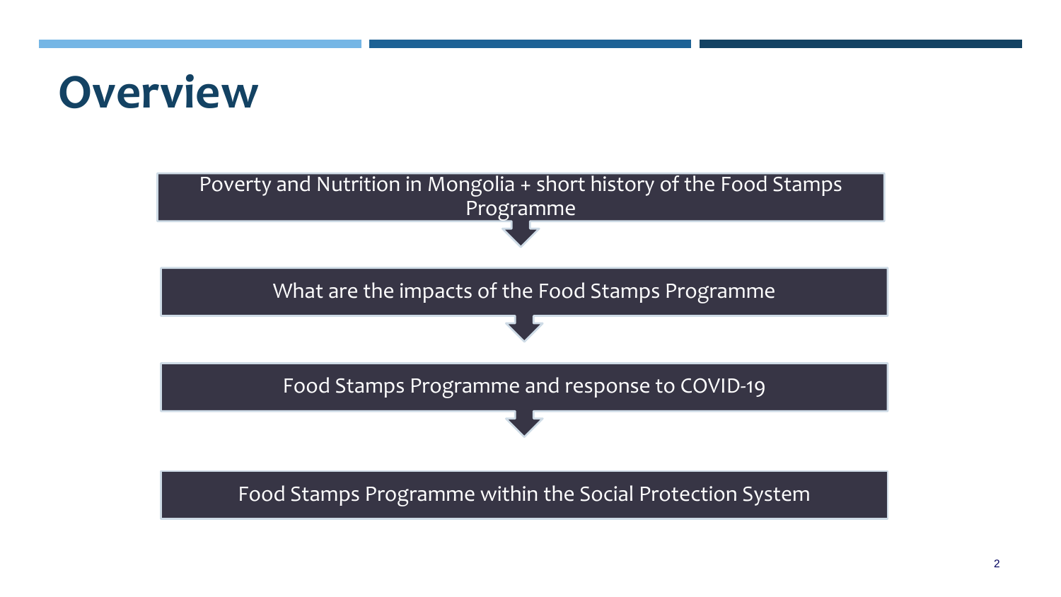# Overview

- Poverty and Nutrition in Mongolia + short history of the Food Stamps Programme
- What are the impacts of the Food Stamps Programme
- Food Stamps Programme and response to COVID-19
- Food Stamps Programme within the Social Protection System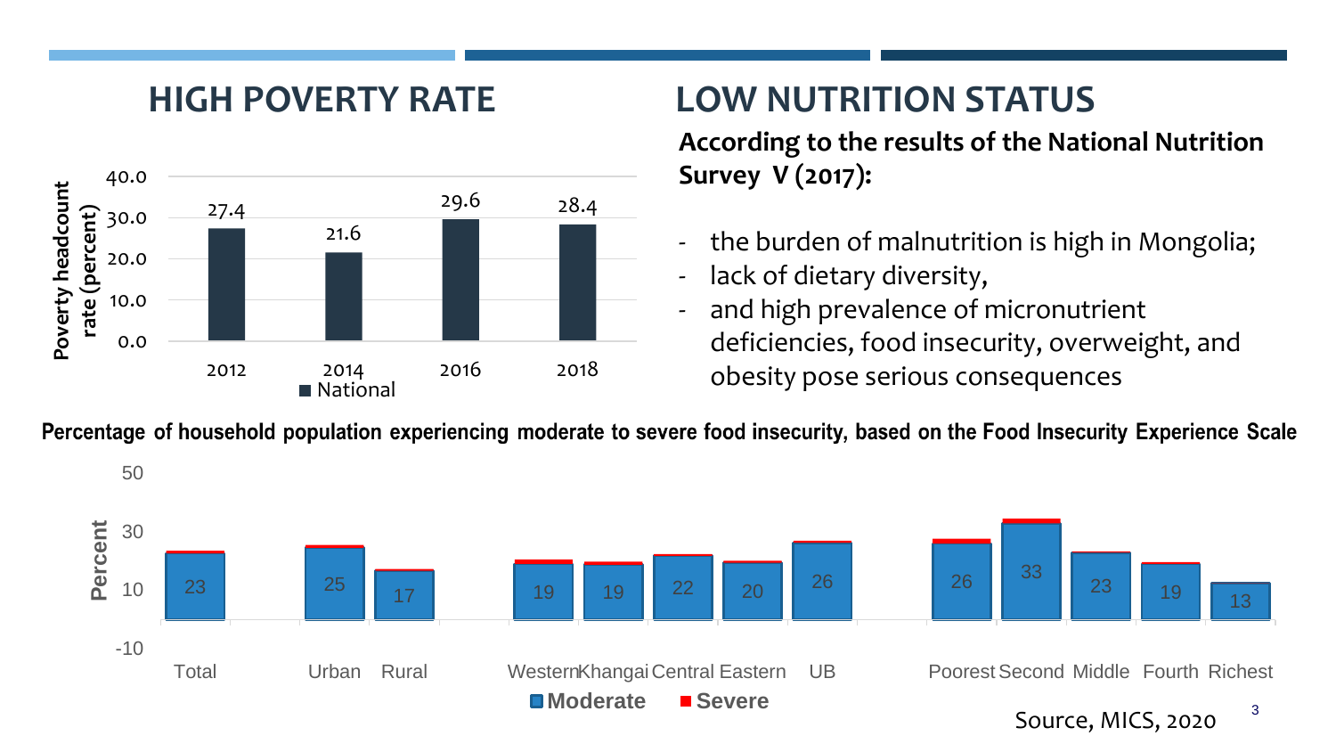## HIGH POVERTY RATE

Poverty headcount rate (percent)

| Year | National |
|---|---|
| 2012 | 27.4 |
| 2014 | 21.6 |
| 2016 | 29.6 |
| 2018 | 28.4 |

## LOW NUTRITION STATUS

**According to the results of the National Nutrition Survey V (2017):**

- the burden of malnutrition is high in Mongolia;
- lack of dietary diversity,
- and high prevalence of micronutrient deficiencies, food insecurity, overweight, and obesity pose serious consequences

**Percentage of household population experiencing moderate to severe food insecurity, based on the Food Insecurity Experience Scale**

| Group | Moderate (Percent) |
|---|---|
| Total | 23 |
| Urban | 25 |
| Rural | 17 |
| Western | 19 |
| Khangai | 19 |
| Central | 22 |
| Eastern | 20 |
| UB | 26 |
| Poorest | 26 |
| Second | 33 |
| Middle | 23 |
| Fourth | 19 |
| Richest | 13 |

Moderate / Severe

Source, MICS, 2020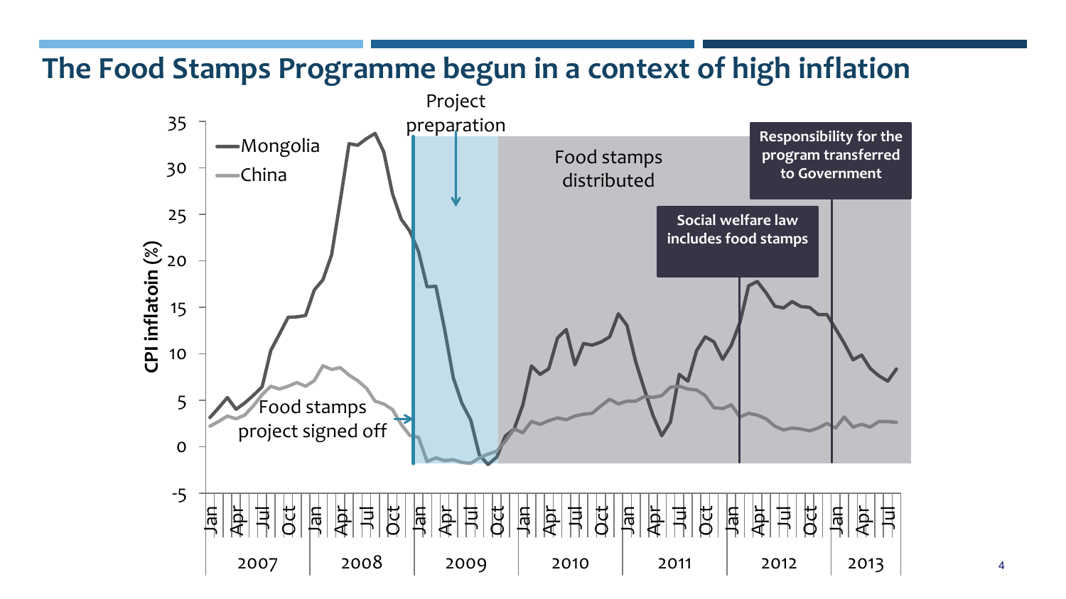# The Food Stamps Programme begun in a context of high inflation

CPI inflatoin (%)

Mongolia

China

Project preparation

Food stamps distributed

Social welfare law includes food stamps

Responsibility for the program transferred to Government

Food stamps project signed off

35, 30, 25, 20, 15, 10, 5, 0, -5

Jan, Apr, Jul, Oct

2007, 2008, 2009, 2010, 2011, 2012, 2013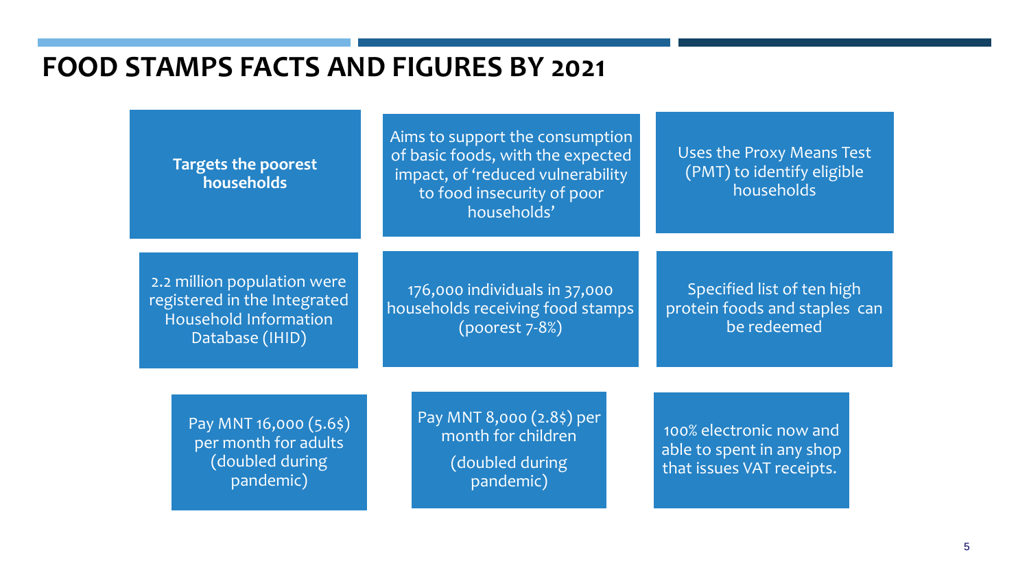# FOOD STAMPS FACTS AND FIGURES BY 2021

**Targets the poorest households**

Aims to support the consumption of basic foods, with the expected impact, of 'reduced vulnerability to food insecurity of poor households'

Uses the Proxy Means Test (PMT) to identify eligible households

2.2 million population were registered in the Integrated Household Information Database (IHID)

176,000 individuals in 37,000 households receiving food stamps (poorest 7-8%)

Specified list of ten high protein foods and staples can be redeemed

Pay MNT 16,000 (5.6$) per month for adults (doubled during pandemic)

Pay MNT 8,000 (2.8$) per month for children

(doubled during pandemic)

100% electronic now and able to spent in any shop that issues VAT receipts.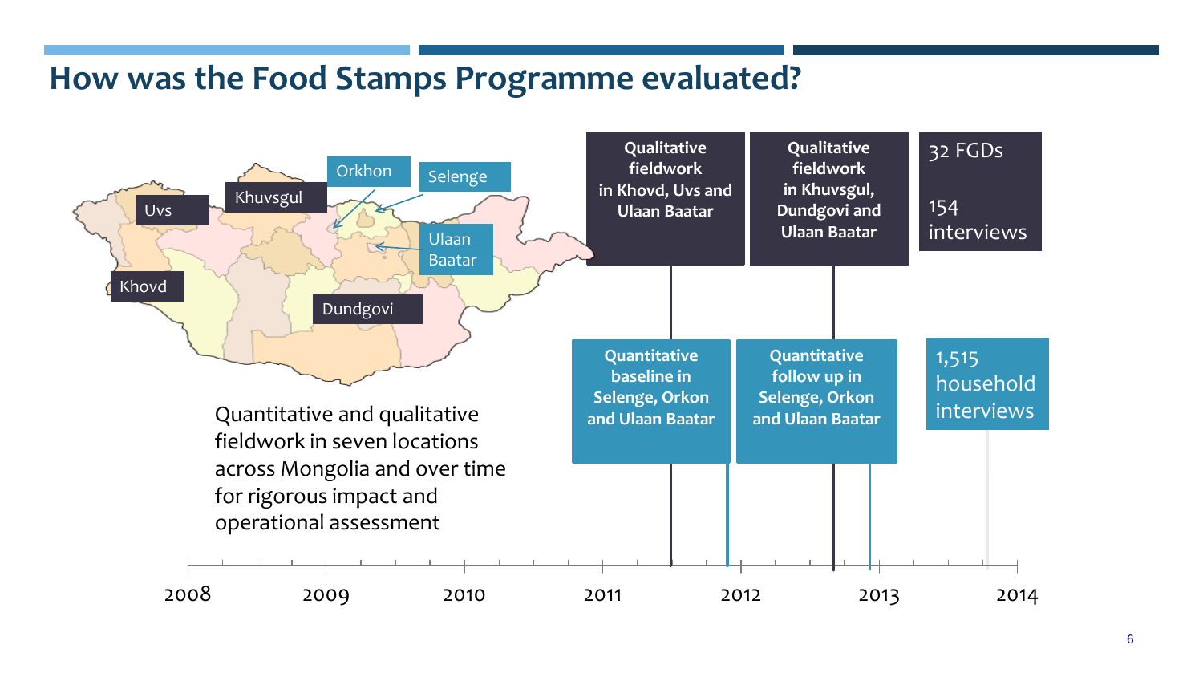# How was the Food Stamps Programme evaluated?

Uvs

Khuvsgul

Orkhon

Selenge

Ulaan Baatar

Khovd

Dundgovi

Quantitative and qualitative fieldwork in seven locations across Mongolia and over time for rigorous impact and operational assessment

**Qualitative fieldwork in Khovd, Uvs and Ulaan Baatar**

**Qualitative fieldwork in Khuvsgul, Dundgovi and Ulaan Baatar**

32 FGDs

154 interviews

**Quantitative baseline in Selenge, Orkon and Ulaan Baatar**

**Quantitative follow up in Selenge, Orkon and Ulaan Baatar**

1,515 household interviews

2008 | 2009 | 2010 | 2011 | 2012 | 2013 | 2014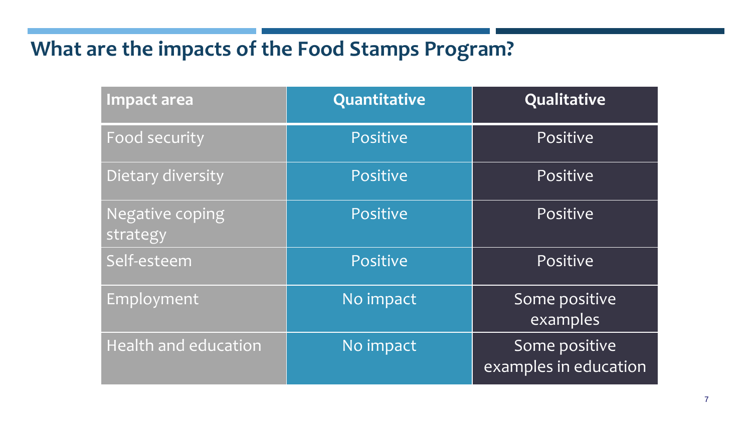## What are the impacts of the Food Stamps Program?

| Impact area | Quantitative | Qualitative |
|---|---|---|
| Food security | Positive | Positive |
| Dietary diversity | Positive | Positive |
| Negative coping strategy | Positive | Positive |
| Self-esteem | Positive | Positive |
| Employment | No impact | Some positive examples |
| Health and education | No impact | Some positive examples in education |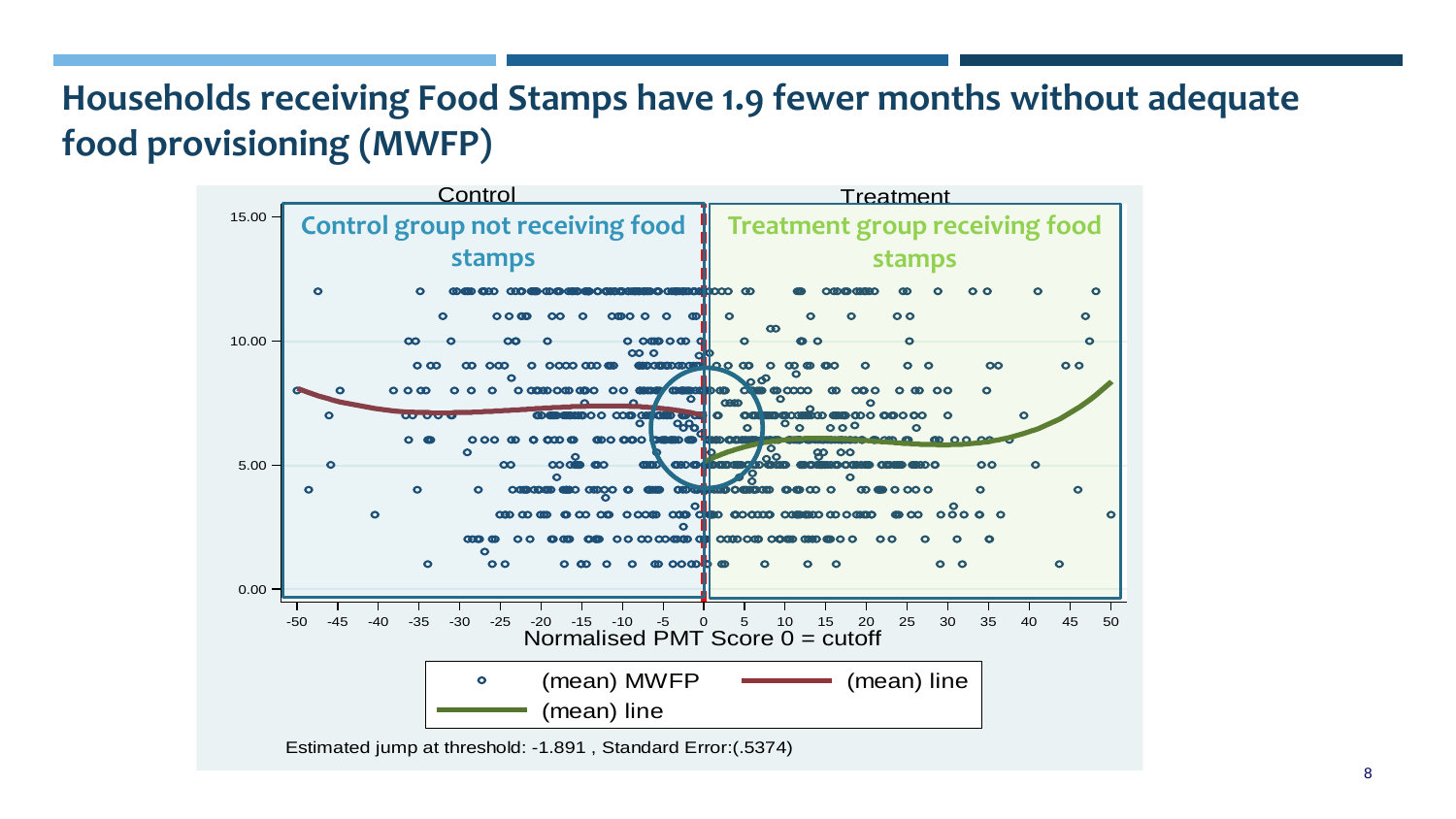# Households receiving Food Stamps have 1.9 fewer months without adequate food provisioning (MWFP)

Control | Treatment

Control group not receiving food stamps | Treatment group receiving food stamps

Normalised PMT Score 0 = cutoff

(mean) MWFP — (mean) line — (mean) line

Estimated jump at threshold: -1.891 , Standard Error:(.5374)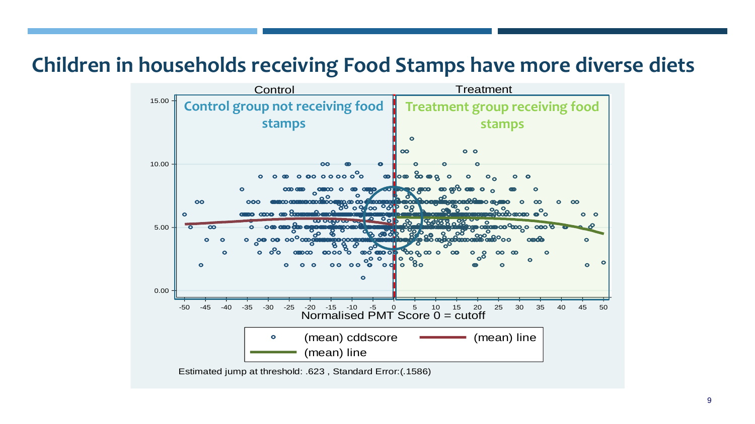# Children in households receiving Food Stamps have more diverse diets

Control | Treatment

Control group not receiving food stamps

Treatment group receiving food stamps

Normalised PMT Score 0 = cutoff

(mean) cddscore — (mean) line — (mean) line

Estimated jump at threshold: .623 , Standard Error:(.1586)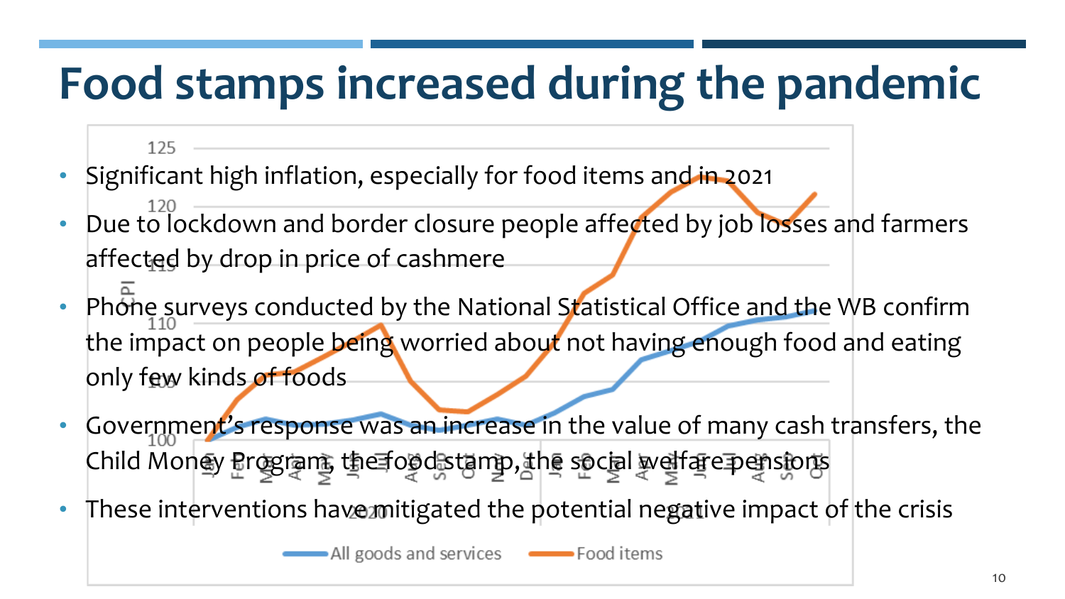# Food stamps increased during the pandemic

- Significant high inflation, especially for food items and in 2021
- Due to lockdown and border closure people affected by job losses and farmers affected by drop in price of cashmere
- Phone surveys conducted by the National Statistical Office and the WB confirm the impact on people being worried about not having enough food and eating only few kinds of foods
- Government's response was an increase in the value of many cash transfers, the Child Money Program, the food stamp, the social welfare pensions
- These interventions have mitigated the potential negative impact of the crisis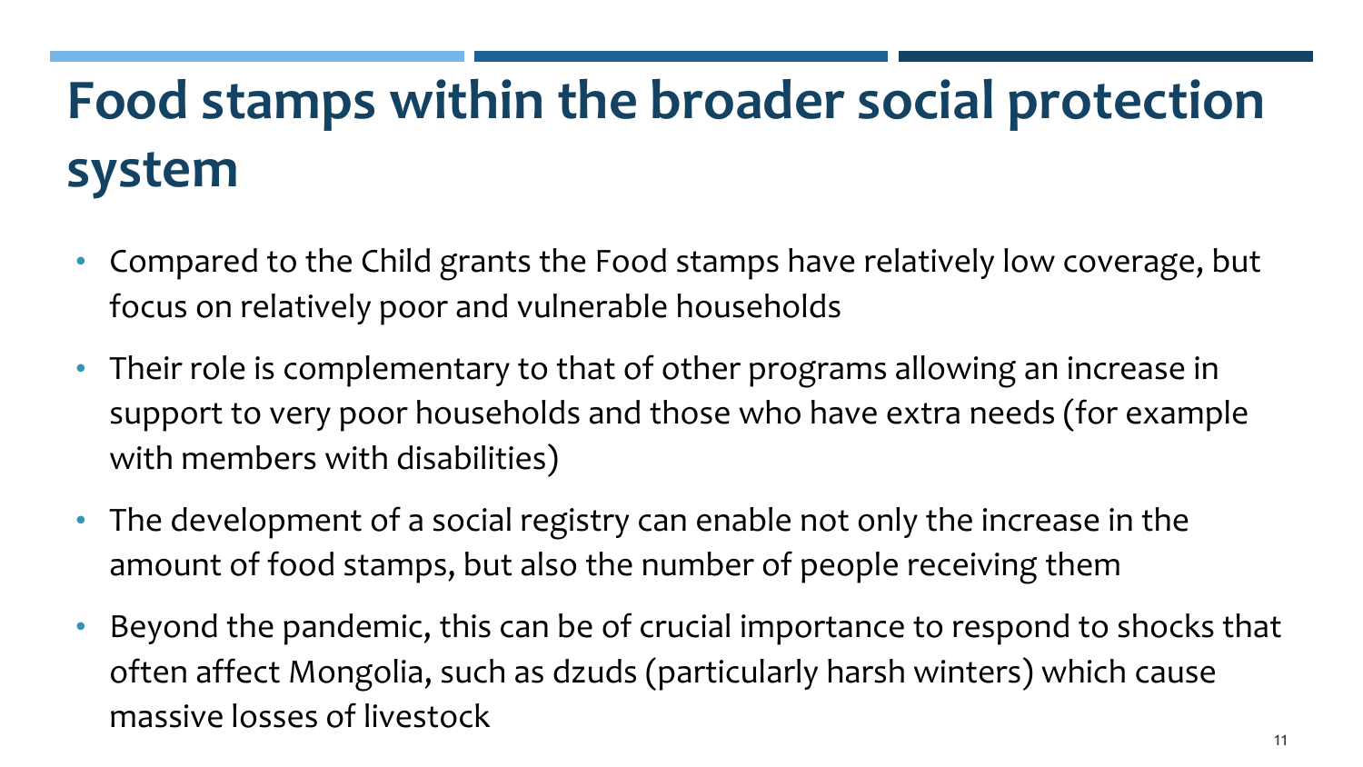# Food stamps within the broader social protection system

- Compared to the Child grants the Food stamps have relatively low coverage, but focus on relatively poor and vulnerable households
- Their role is complementary to that of other programs allowing an increase in support to very poor households and those who have extra needs (for example with members with disabilities)
- The development of a social registry can enable not only the increase in the amount of food stamps, but also the number of people receiving them
- Beyond the pandemic, this can be of crucial importance to respond to shocks that often affect Mongolia, such as dzuds (particularly harsh winters) which cause massive losses of livestock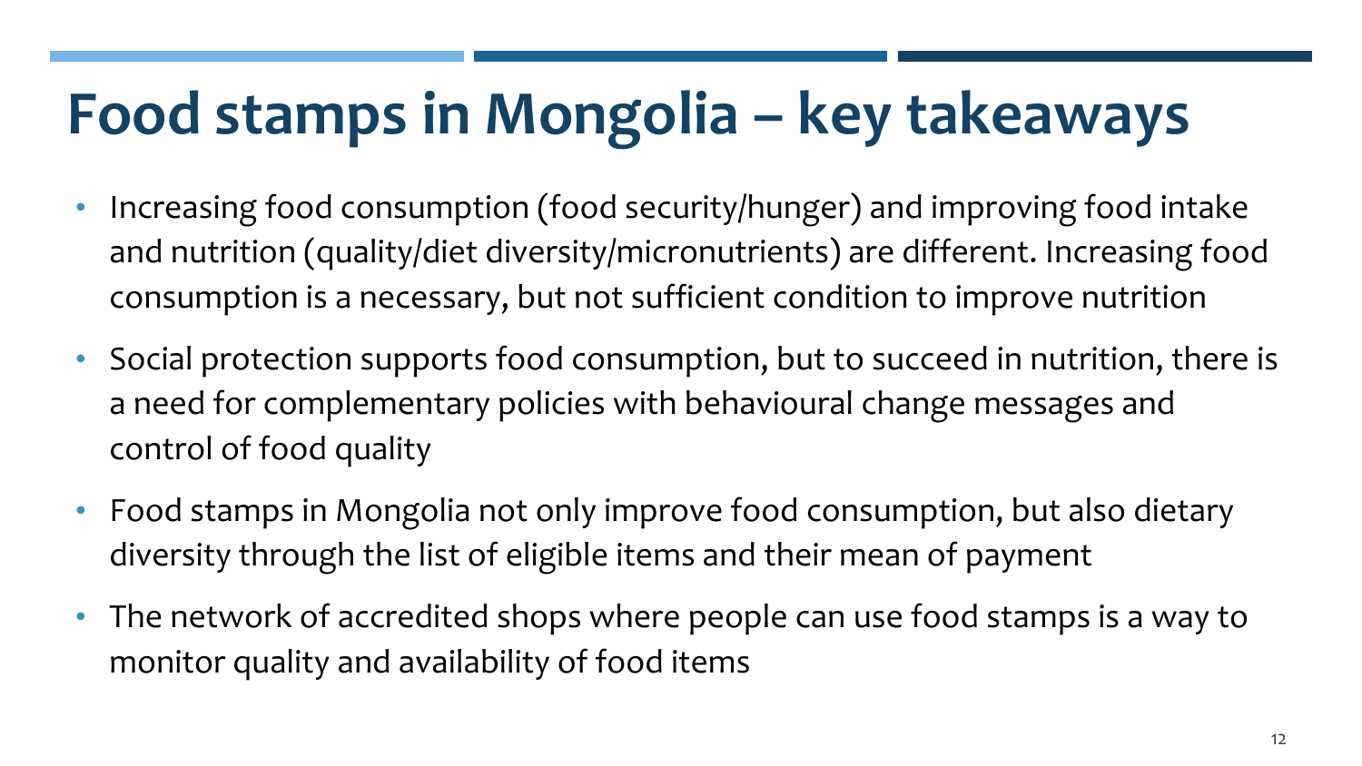# Food stamps in Mongolia – key takeaways

- Increasing food consumption (food security/hunger) and improving food intake and nutrition (quality/diet diversity/micronutrients) are different. Increasing food consumption is a necessary, but not sufficient condition to improve nutrition
- Social protection supports food consumption, but to succeed in nutrition, there is a need for complementary policies with behavioural change messages and control of food quality
- Food stamps in Mongolia not only improve food consumption, but also dietary diversity through the list of eligible items and their mean of payment
- The network of accredited shops where people can use food stamps is a way to monitor quality and availability of food items